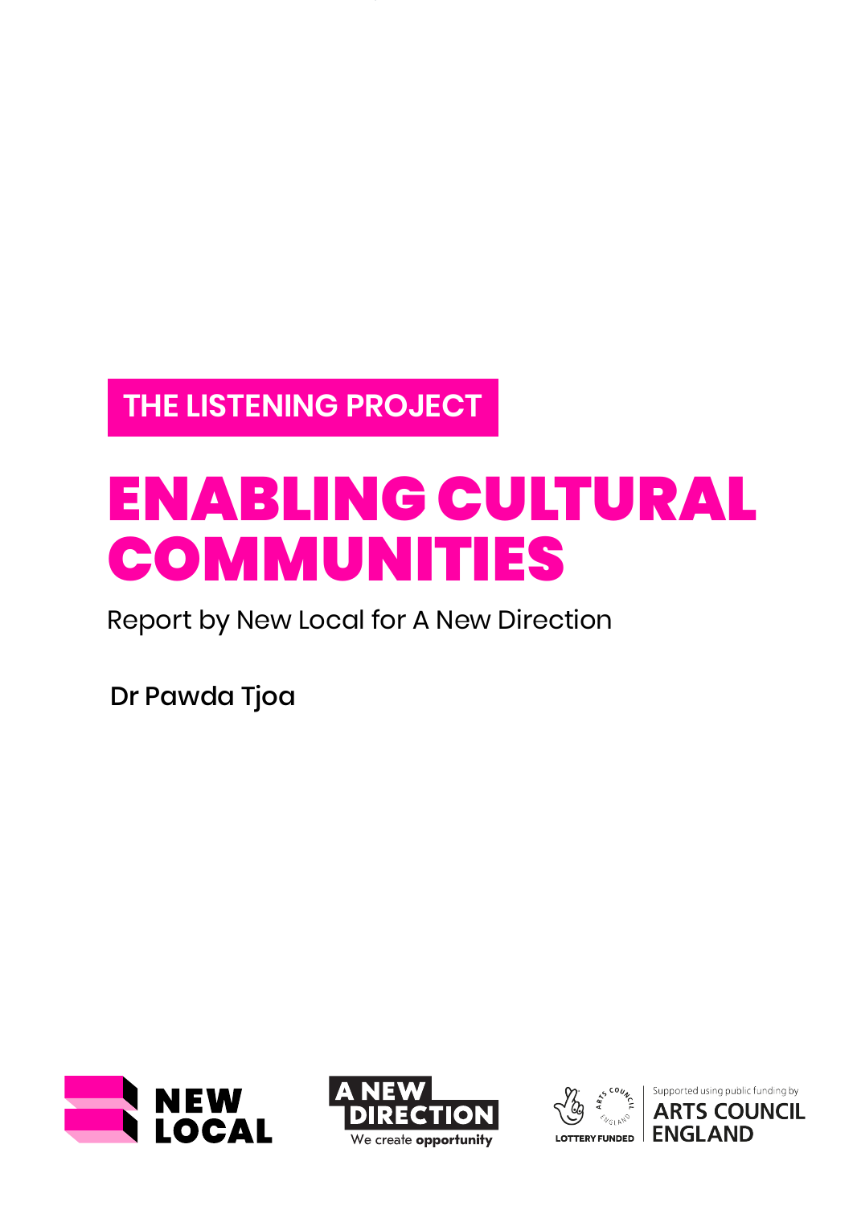THE LISTENING PROJECT

# ENABLING CULTURAL COMMUNITIES

Report by New Local for A New Direction

Dr Pawda Tjoa

NEW LOCAL

A NEW DIRECTION
We create **opportunity**

LOTTERY FUNDED

Supported using public funding by
ARTS COUNCIL ENGLAND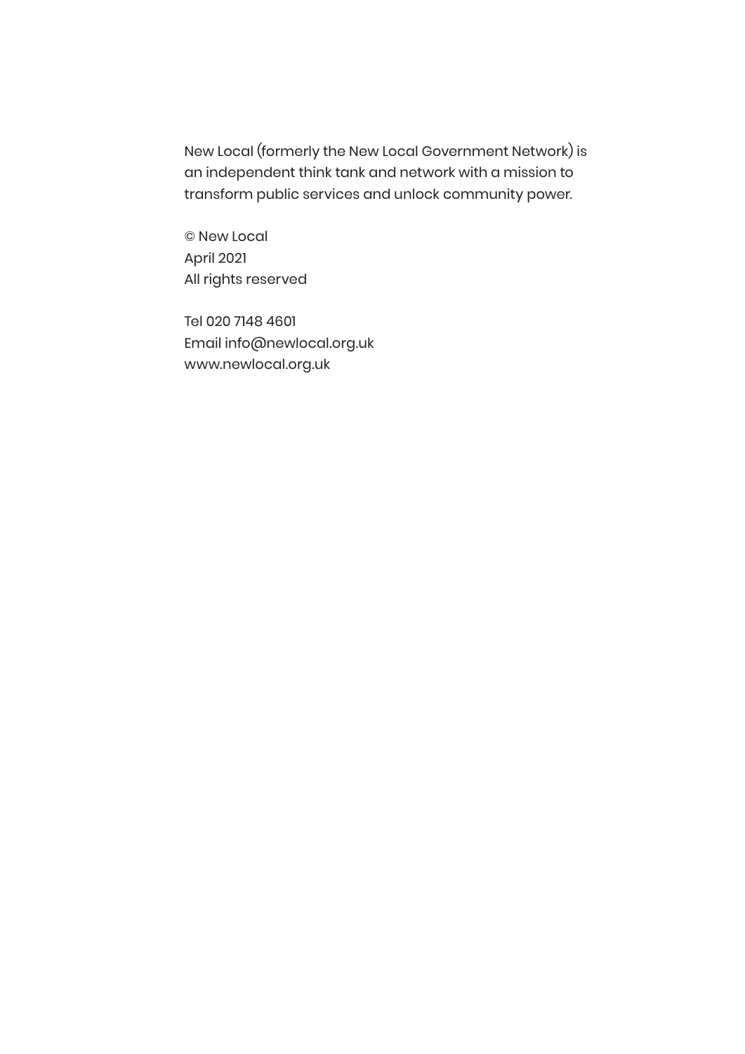New Local (formerly the New Local Government Network) is an independent think tank and network with a mission to transform public services and unlock community power.

© New Local
April 2021
All rights reserved

Tel 020 7148 4601
Email info@newlocal.org.uk
www.newlocal.org.uk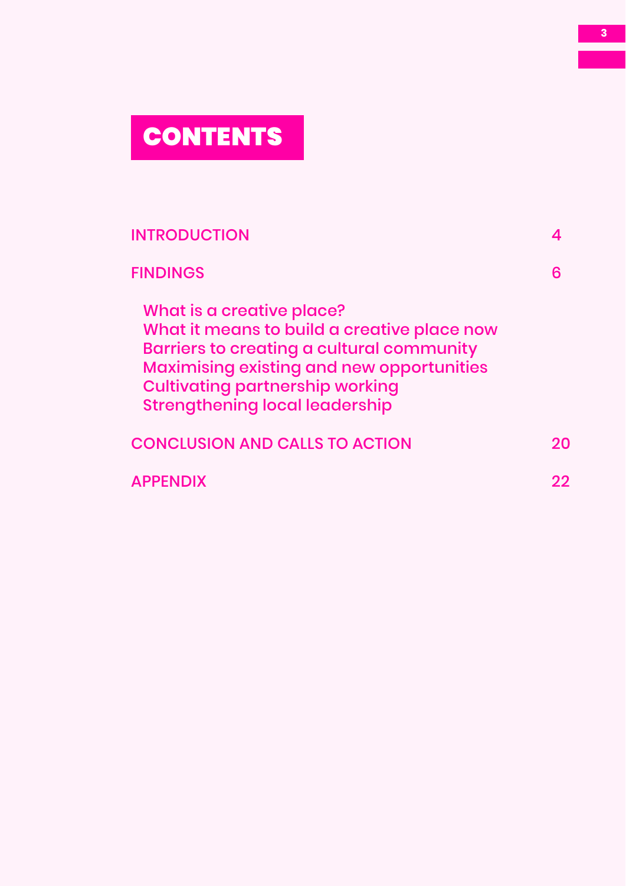# CONTENTS

| | |
|---|---|
| INTRODUCTION | 4 |
| FINDINGS | 6 |
| What is a creative place? | |
| What it means to build a creative place now | |
| Barriers to creating a cultural community | |
| Maximising existing and new opportunities | |
| Cultivating partnership working | |
| Strengthening local leadership | |
| CONCLUSION AND CALLS TO ACTION | 20 |
| APPENDIX | 22 |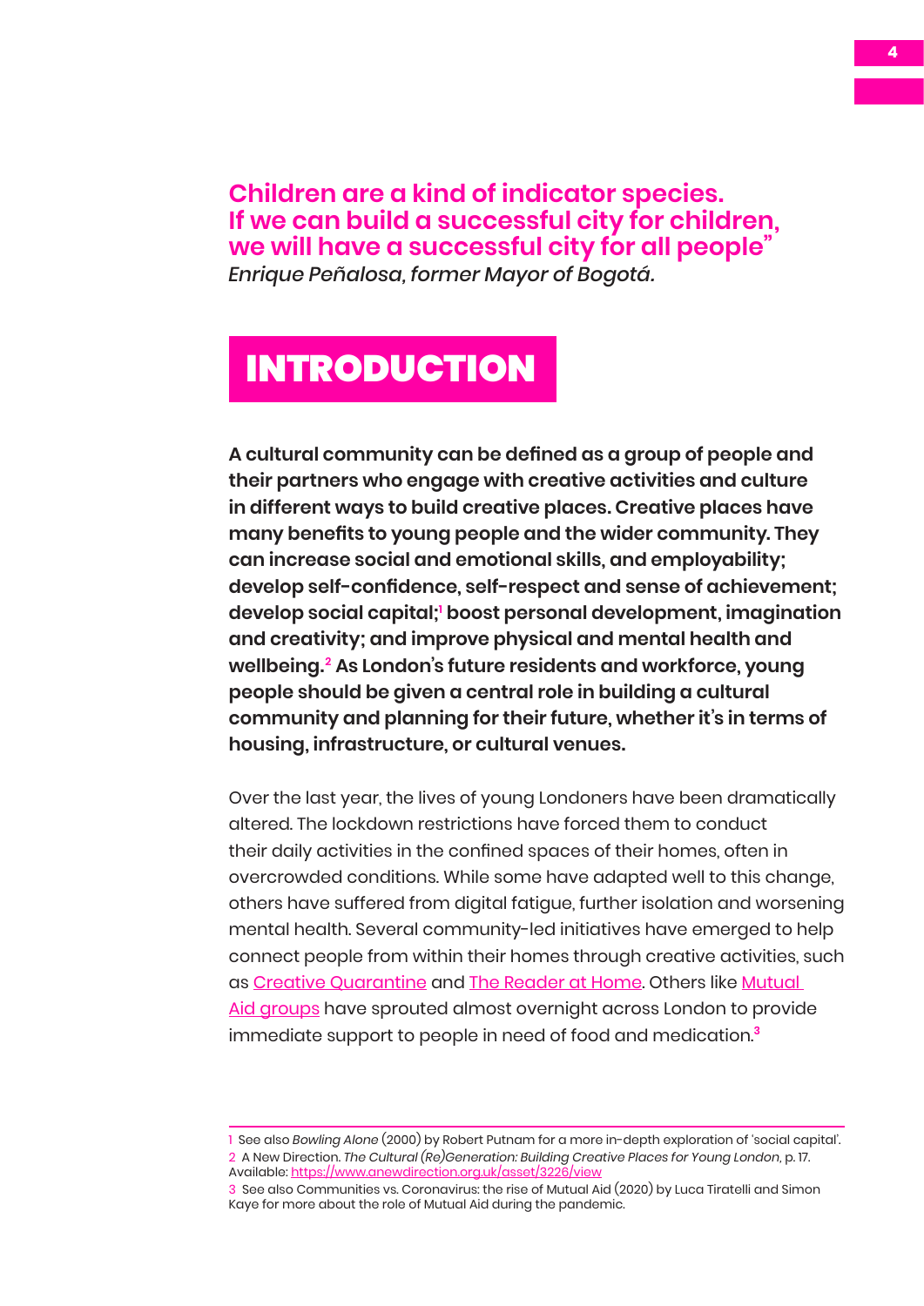**Children are a kind of indicator species. If we can build a successful city for children, we will have a successful city for all people"**
*Enrique Peñalosa, former Mayor of Bogotá.*

# INTRODUCTION

**A cultural community can be defined as a group of people and their partners who engage with creative activities and culture in different ways to build creative places. Creative places have many benefits to young people and the wider community. They can increase social and emotional skills, and employability; develop self-confidence, self-respect and sense of achievement; develop social capital;[1] boost personal development, imagination and creativity; and improve physical and mental health and wellbeing.[2] As London's future residents and workforce, young people should be given a central role in building a cultural community and planning for their future, whether it's in terms of housing, infrastructure, or cultural venues.**

Over the last year, the lives of young Londoners have been dramatically altered. The lockdown restrictions have forced them to conduct their daily activities in the confined spaces of their homes, often in overcrowded conditions. While some have adapted well to this change, others have suffered from digital fatigue, further isolation and worsening mental health. Several community-led initiatives have emerged to help connect people from within their homes through creative activities, such as Creative Quarantine and The Reader at Home. Others like Mutual Aid groups have sprouted almost overnight across London to provide immediate support to people in need of food and medication.[3]

---

1 See also *Bowling Alone* (2000) by Robert Putnam for a more in-depth exploration of 'social capital'.

2 A New Direction. *The Cultural (Re)Generation: Building Creative Places for Young London*, p. 17. Available: https://www.anewdirection.org.uk/asset/3226/view

3 See also Communities vs. Coronavirus: the rise of Mutual Aid (2020) by Luca Tiratelli and Simon Kaye for more about the role of Mutual Aid during the pandemic.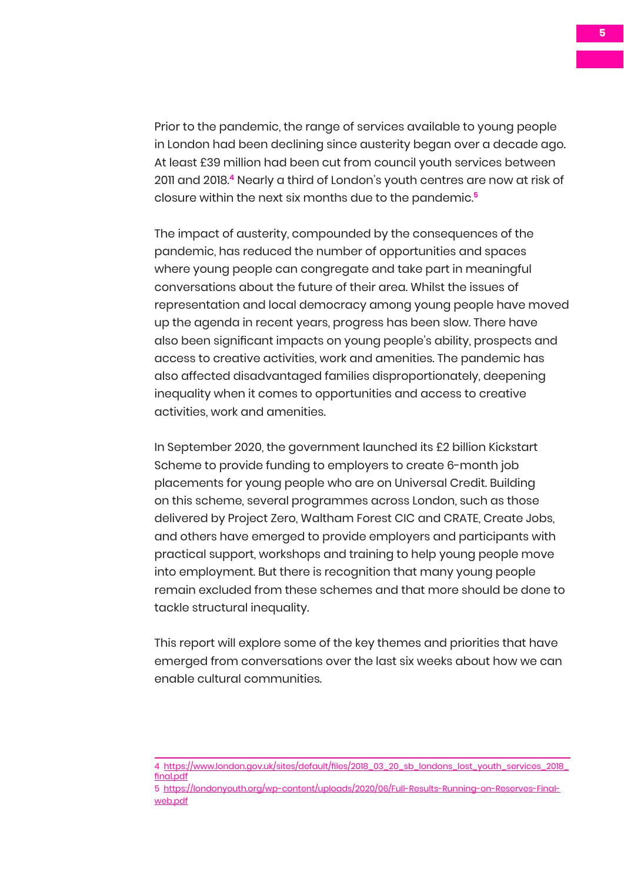Prior to the pandemic, the range of services available to young people in London had been declining since austerity began over a decade ago. At least £39 million had been cut from council youth services between 2011 and 2018.[4] Nearly a third of London's youth centres are now at risk of closure within the next six months due to the pandemic.[5]

The impact of austerity, compounded by the consequences of the pandemic, has reduced the number of opportunities and spaces where young people can congregate and take part in meaningful conversations about the future of their area. Whilst the issues of representation and local democracy among young people have moved up the agenda in recent years, progress has been slow. There have also been significant impacts on young people's ability, prospects and access to creative activities, work and amenities. The pandemic has also affected disadvantaged families disproportionately, deepening inequality when it comes to opportunities and access to creative activities, work and amenities.

In September 2020, the government launched its £2 billion Kickstart Scheme to provide funding to employers to create 6-month job placements for young people who are on Universal Credit. Building on this scheme, several programmes across London, such as those delivered by Project Zero, Waltham Forest CIC and CRATE, Create Jobs, and others have emerged to provide employers and participants with practical support, workshops and training to help young people move into employment. But there is recognition that many young people remain excluded from these schemes and that more should be done to tackle structural inequality.

This report will explore some of the key themes and priorities that have emerged from conversations over the last six weeks about how we can enable cultural communities.

---

4 https://www.london.gov.uk/sites/default/files/2018_03_20_sb_londons_lost_youth_services_2018_final.pdf

5 https://londonyouth.org/wp-content/uploads/2020/06/Full-Results-Running-on-Reserves-Final-web.pdf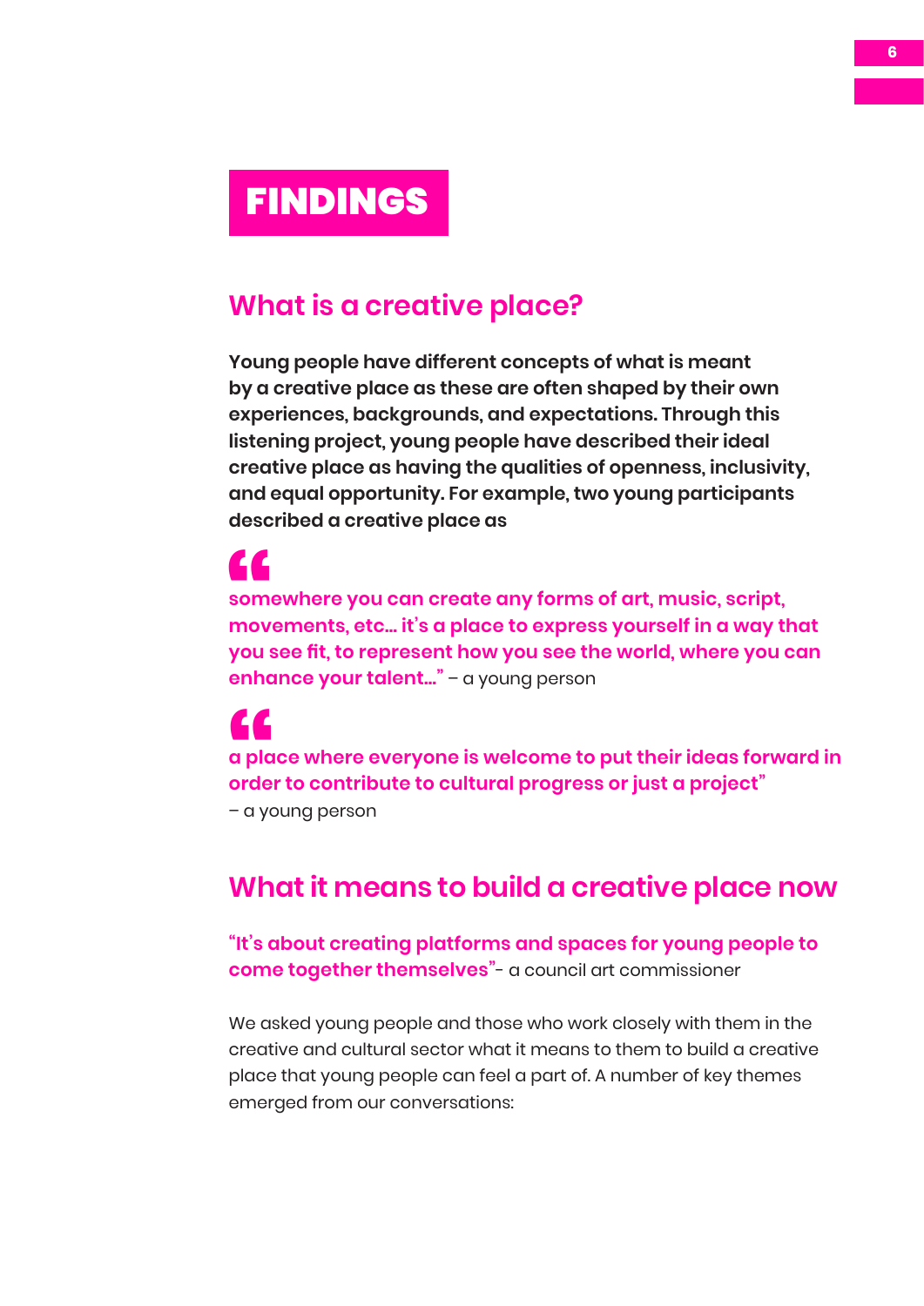# FINDINGS

## What is a creative place?

**Young people have different concepts of what is meant by a creative place as these are often shaped by their own experiences, backgrounds, and expectations. Through this listening project, young people have described their ideal creative place as having the qualities of openness, inclusivity, and equal opportunity. For example, two young participants described a creative place as**

> **“somewhere you can create any forms of art, music, script, movements, etc… it's a place to express yourself in a way that you see fit, to represent how you see the world, where you can enhance your talent…”** – a young person

> **“a place where everyone is welcome to put their ideas forward in order to contribute to cultural progress or just a project”** – a young person

## What it means to build a creative place now

**“It's about creating platforms and spaces for young people to come together themselves”**- a council art commissioner

We asked young people and those who work closely with them in the creative and cultural sector what it means to them to build a creative place that young people can feel a part of. A number of key themes emerged from our conversations: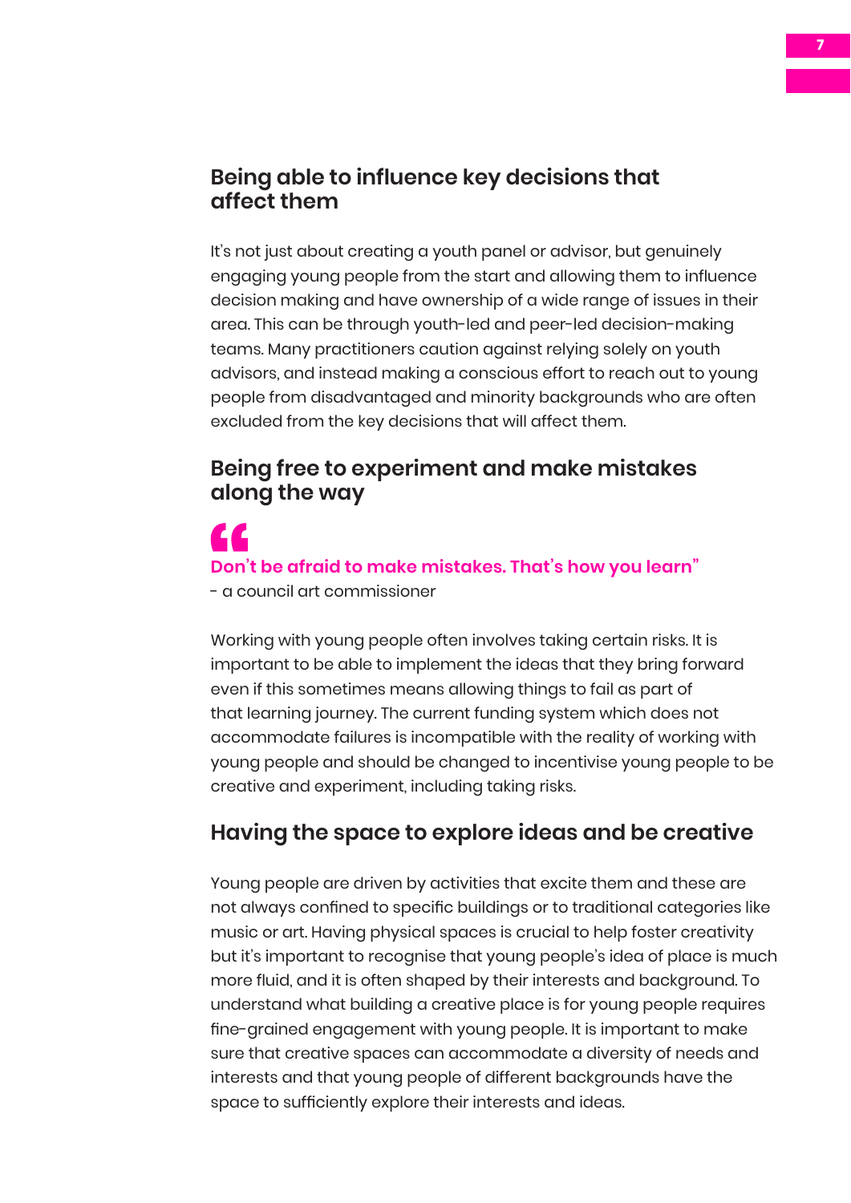## Being able to influence key decisions that affect them

It's not just about creating a youth panel or advisor, but genuinely engaging young people from the start and allowing them to influence decision making and have ownership of a wide range of issues in their area. This can be through youth-led and peer-led decision-making teams. Many practitioners caution against relying solely on youth advisors, and instead making a conscious effort to reach out to young people from disadvantaged and minority backgrounds who are often excluded from the key decisions that will affect them.

## Being free to experiment and make mistakes along the way

> **"Don't be afraid to make mistakes. That's how you learn"**
>
> - a council art commissioner

Working with young people often involves taking certain risks. It is important to be able to implement the ideas that they bring forward even if this sometimes means allowing things to fail as part of that learning journey. The current funding system which does not accommodate failures is incompatible with the reality of working with young people and should be changed to incentivise young people to be creative and experiment, including taking risks.

## Having the space to explore ideas and be creative

Young people are driven by activities that excite them and these are not always confined to specific buildings or to traditional categories like music or art. Having physical spaces is crucial to help foster creativity but it's important to recognise that young people's idea of place is much more fluid, and it is often shaped by their interests and background. To understand what building a creative place is for young people requires fine-grained engagement with young people. It is important to make sure that creative spaces can accommodate a diversity of needs and interests and that young people of different backgrounds have the space to sufficiently explore their interests and ideas.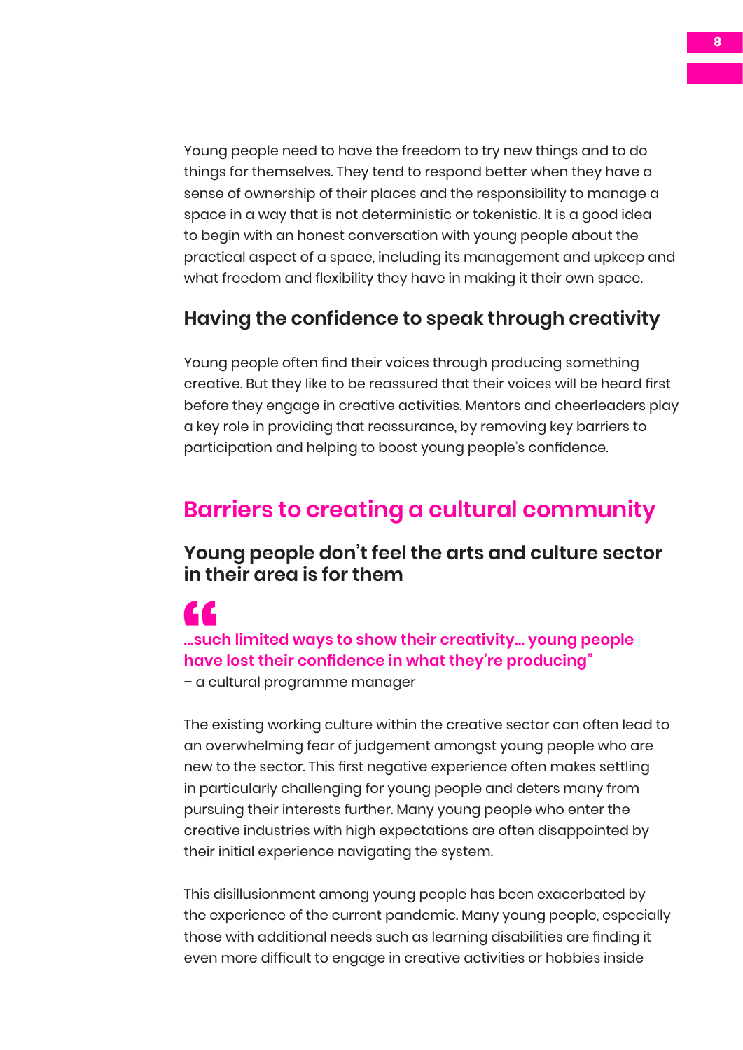Young people need to have the freedom to try new things and to do things for themselves. They tend to respond better when they have a sense of ownership of their places and the responsibility to manage a space in a way that is not deterministic or tokenistic. It is a good idea to begin with an honest conversation with young people about the practical aspect of a space, including its management and upkeep and what freedom and flexibility they have in making it their own space.

### Having the confidence to speak through creativity

Young people often find their voices through producing something creative. But they like to be reassured that their voices will be heard first before they engage in creative activities. Mentors and cheerleaders play a key role in providing that reassurance, by removing key barriers to participation and helping to boost young people's confidence.

## Barriers to creating a cultural community

### Young people don't feel the arts and culture sector in their area is for them

> **"…such limited ways to show their creativity… young people have lost their confidence in what they're producing"**
>
> – a cultural programme manager

The existing working culture within the creative sector can often lead to an overwhelming fear of judgement amongst young people who are new to the sector. This first negative experience often makes settling in particularly challenging for young people and deters many from pursuing their interests further. Many young people who enter the creative industries with high expectations are often disappointed by their initial experience navigating the system.

This disillusionment among young people has been exacerbated by the experience of the current pandemic. Many young people, especially those with additional needs such as learning disabilities are finding it even more difficult to engage in creative activities or hobbies inside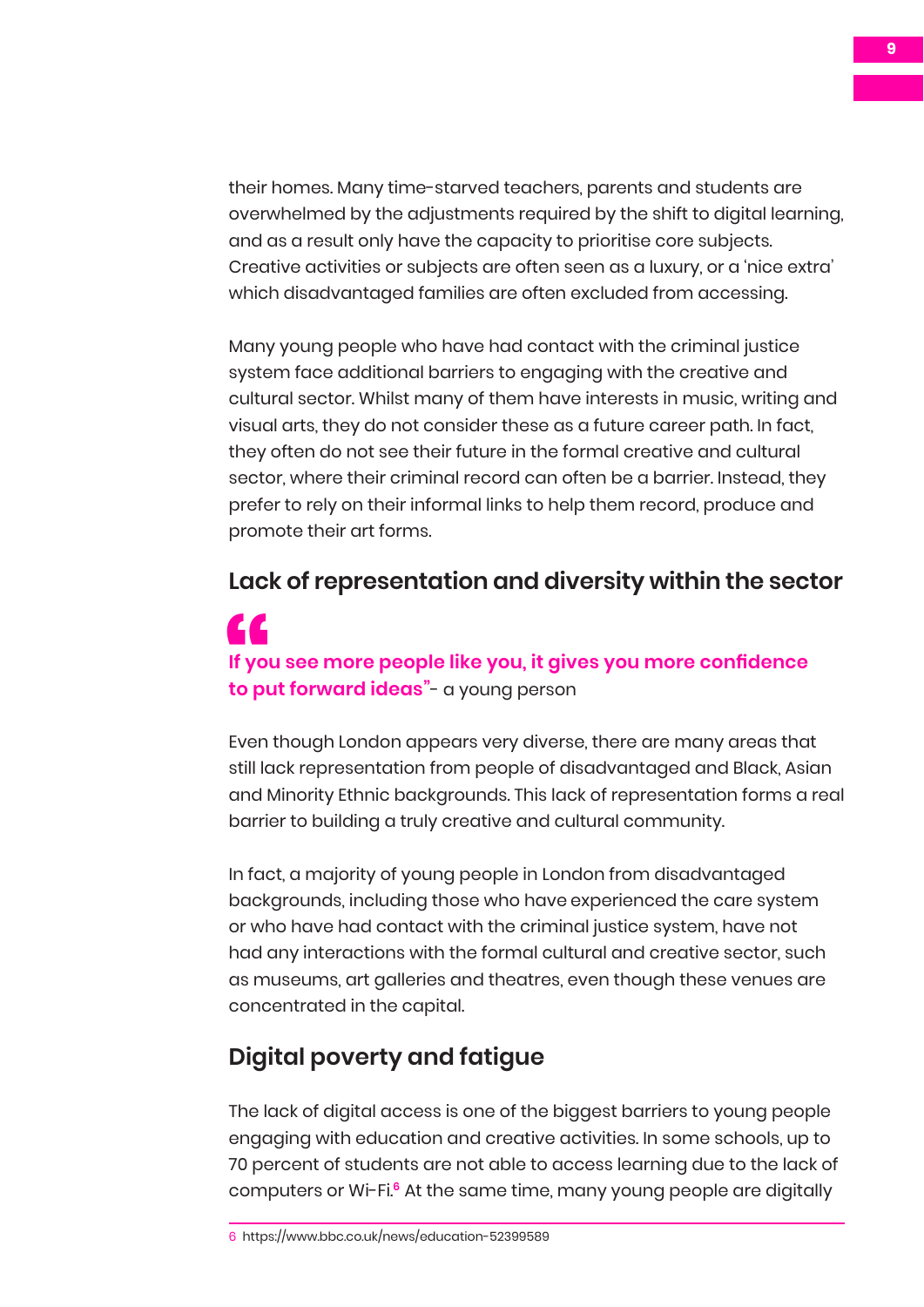their homes. Many time-starved teachers, parents and students are overwhelmed by the adjustments required by the shift to digital learning, and as a result only have the capacity to prioritise core subjects. Creative activities or subjects are often seen as a luxury, or a 'nice extra' which disadvantaged families are often excluded from accessing.

Many young people who have had contact with the criminal justice system face additional barriers to engaging with the creative and cultural sector. Whilst many of them have interests in music, writing and visual arts, they do not consider these as a future career path. In fact, they often do not see their future in the formal creative and cultural sector, where their criminal record can often be a barrier. Instead, they prefer to rely on their informal links to help them record, produce and promote their art forms.

## Lack of representation and diversity within the sector

> **"If you see more people like you, it gives you more confidence to put forward ideas"** - a young person

Even though London appears very diverse, there are many areas that still lack representation from people of disadvantaged and Black, Asian and Minority Ethnic backgrounds. This lack of representation forms a real barrier to building a truly creative and cultural community.

In fact, a majority of young people in London from disadvantaged backgrounds, including those who have experienced the care system or who have had contact with the criminal justice system, have not had any interactions with the formal cultural and creative sector, such as museums, art galleries and theatres, even though these venues are concentrated in the capital.

## Digital poverty and fatigue

The lack of digital access is one of the biggest barriers to young people engaging with education and creative activities. In some schools, up to 70 percent of students are not able to access learning due to the lack of computers or Wi-Fi.[6] At the same time, many young people are digitally

6 https://www.bbc.co.uk/news/education-52399589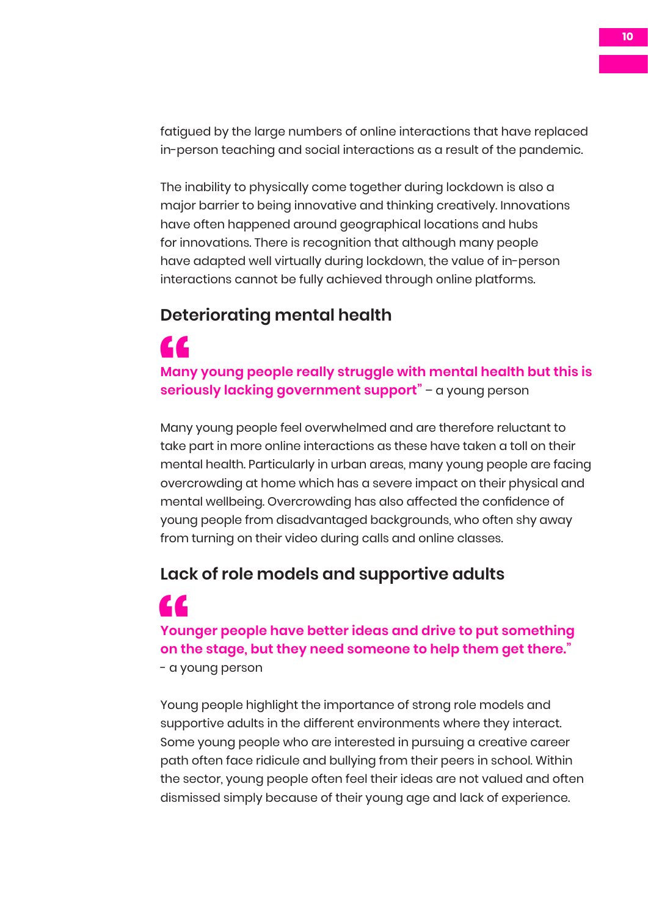fatigued by the large numbers of online interactions that have replaced in-person teaching and social interactions as a result of the pandemic.

The inability to physically come together during lockdown is also a major barrier to being innovative and thinking creatively. Innovations have often happened around geographical locations and hubs for innovations. There is recognition that although many people have adapted well virtually during lockdown, the value of in-person interactions cannot be fully achieved through online platforms.

## Deteriorating mental health

**"Many young people really struggle with mental health but this is seriously lacking government support"** – a young person

Many young people feel overwhelmed and are therefore reluctant to take part in more online interactions as these have taken a toll on their mental health. Particularly in urban areas, many young people are facing overcrowding at home which has a severe impact on their physical and mental wellbeing. Overcrowding has also affected the confidence of young people from disadvantaged backgrounds, who often shy away from turning on their video during calls and online classes.

## Lack of role models and supportive adults

**"Younger people have better ideas and drive to put something on the stage, but they need someone to help them get there."** - a young person

Young people highlight the importance of strong role models and supportive adults in the different environments where they interact. Some young people who are interested in pursuing a creative career path often face ridicule and bullying from their peers in school. Within the sector, young people often feel their ideas are not valued and often dismissed simply because of their young age and lack of experience.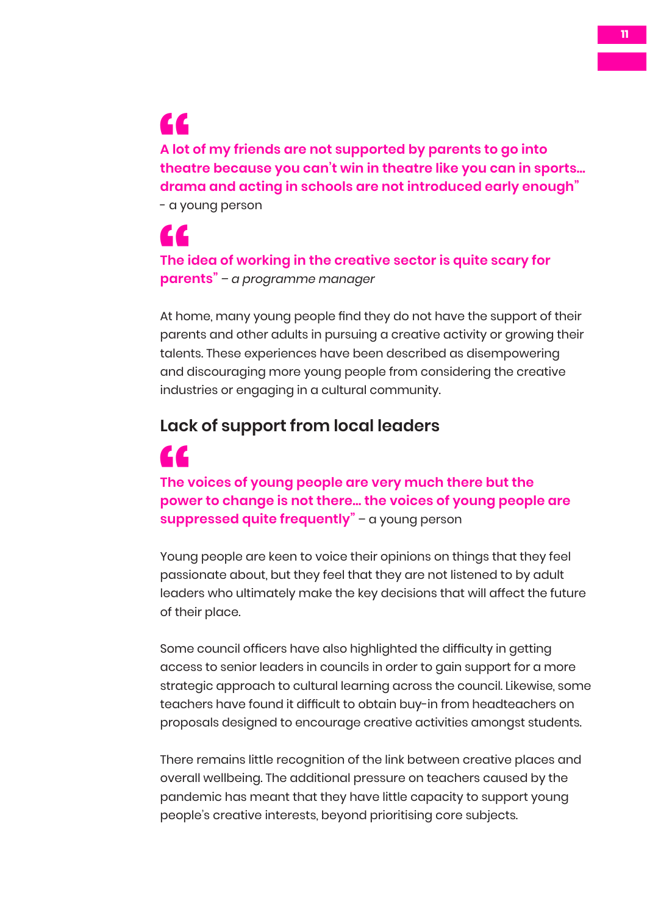**"A lot of my friends are not supported by parents to go into theatre because you can't win in theatre like you can in sports... drama and acting in schools are not introduced early enough"**
- a young person

**"The idea of working in the creative sector is quite scary for parents"** – *a programme manager*

At home, many young people find they do not have the support of their parents and other adults in pursuing a creative activity or growing their talents. These experiences have been described as disempowering and discouraging more young people from considering the creative industries or engaging in a cultural community.

## Lack of support from local leaders

**"The voices of young people are very much there but the power to change is not there... the voices of young people are suppressed quite frequently"** – a young person

Young people are keen to voice their opinions on things that they feel passionate about, but they feel that they are not listened to by adult leaders who ultimately make the key decisions that will affect the future of their place.

Some council officers have also highlighted the difficulty in getting access to senior leaders in councils in order to gain support for a more strategic approach to cultural learning across the council. Likewise, some teachers have found it difficult to obtain buy-in from headteachers on proposals designed to encourage creative activities amongst students.

There remains little recognition of the link between creative places and overall wellbeing. The additional pressure on teachers caused by the pandemic has meant that they have little capacity to support young people's creative interests, beyond prioritising core subjects.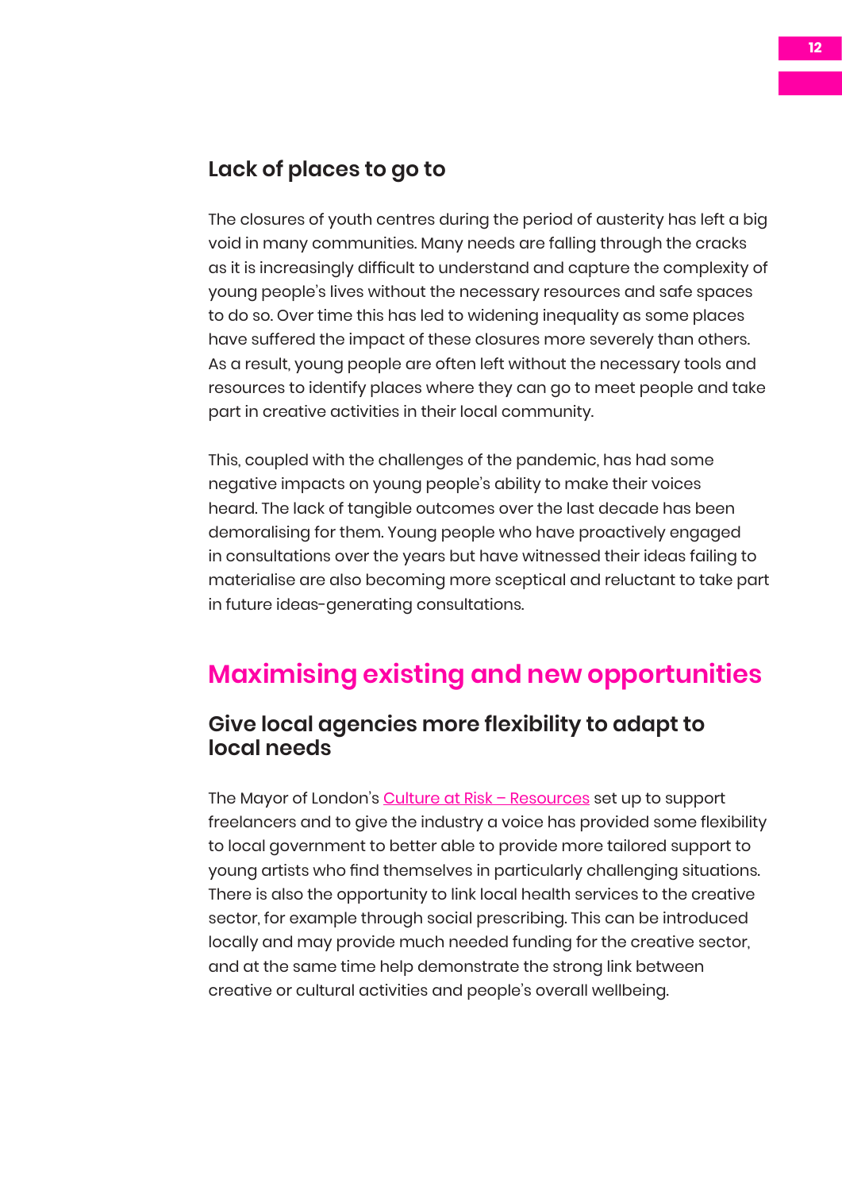### Lack of places to go to

The closures of youth centres during the period of austerity has left a big void in many communities. Many needs are falling through the cracks as it is increasingly difficult to understand and capture the complexity of young people's lives without the necessary resources and safe spaces to do so. Over time this has led to widening inequality as some places have suffered the impact of these closures more severely than others. As a result, young people are often left without the necessary tools and resources to identify places where they can go to meet people and take part in creative activities in their local community.

This, coupled with the challenges of the pandemic, has had some negative impacts on young people's ability to make their voices heard. The lack of tangible outcomes over the last decade has been demoralising for them. Young people who have proactively engaged in consultations over the years but have witnessed their ideas failing to materialise are also becoming more sceptical and reluctant to take part in future ideas-generating consultations.

## Maximising existing and new opportunities

### Give local agencies more flexibility to adapt to local needs

The Mayor of London's Culture at Risk – Resources set up to support freelancers and to give the industry a voice has provided some flexibility to local government to better able to provide more tailored support to young artists who find themselves in particularly challenging situations. There is also the opportunity to link local health services to the creative sector, for example through social prescribing. This can be introduced locally and may provide much needed funding for the creative sector, and at the same time help demonstrate the strong link between creative or cultural activities and people's overall wellbeing.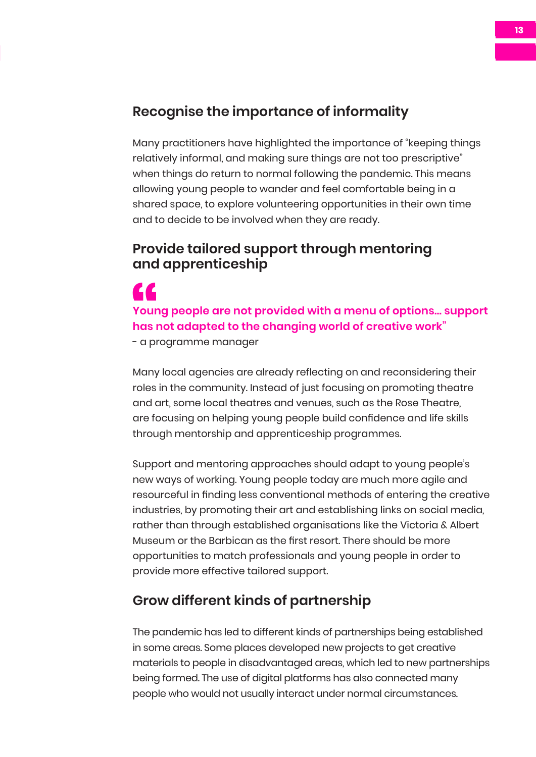## Recognise the importance of informality

Many practitioners have highlighted the importance of "keeping things relatively informal, and making sure things are not too prescriptive" when things do return to normal following the pandemic. This means allowing young people to wander and feel comfortable being in a shared space, to explore volunteering opportunities in their own time and to decide to be involved when they are ready.

## Provide tailored support through mentoring and apprenticeship

> **"Young people are not provided with a menu of options... support has not adapted to the changing world of creative work"**
> - a programme manager

Many local agencies are already reflecting on and reconsidering their roles in the community. Instead of just focusing on promoting theatre and art, some local theatres and venues, such as the Rose Theatre, are focusing on helping young people build confidence and life skills through mentorship and apprenticeship programmes.

Support and mentoring approaches should adapt to young people's new ways of working. Young people today are much more agile and resourceful in finding less conventional methods of entering the creative industries, by promoting their art and establishing links on social media, rather than through established organisations like the Victoria & Albert Museum or the Barbican as the first resort. There should be more opportunities to match professionals and young people in order to provide more effective tailored support.

## Grow different kinds of partnership

The pandemic has led to different kinds of partnerships being established in some areas. Some places developed new projects to get creative materials to people in disadvantaged areas, which led to new partnerships being formed. The use of digital platforms has also connected many people who would not usually interact under normal circumstances.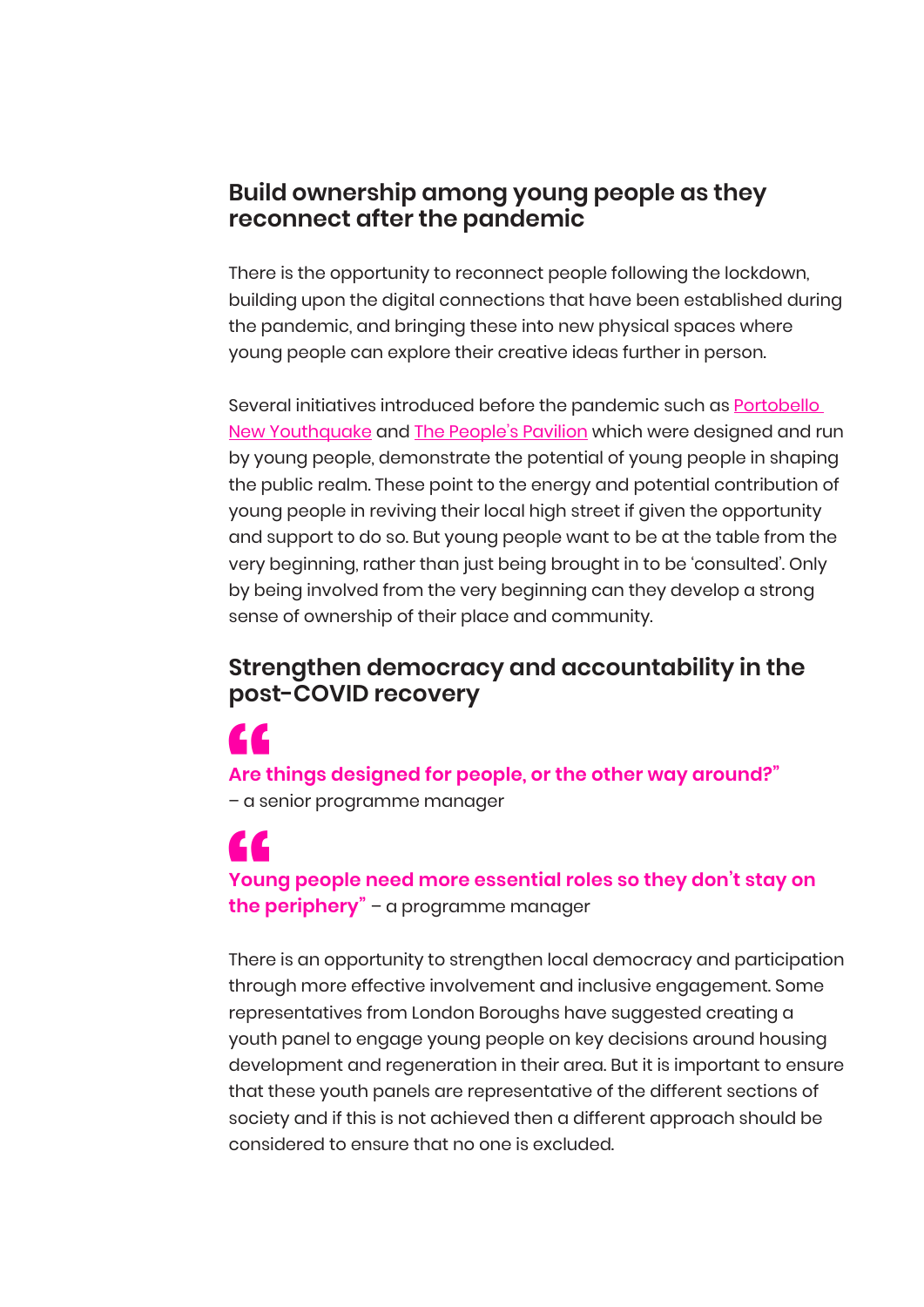## Build ownership among young people as they reconnect after the pandemic

There is the opportunity to reconnect people following the lockdown, building upon the digital connections that have been established during the pandemic, and bringing these into new physical spaces where young people can explore their creative ideas further in person.

Several initiatives introduced before the pandemic such as Portobello New Youthquake and The People's Pavilion which were designed and run by young people, demonstrate the potential of young people in shaping the public realm. These point to the energy and potential contribution of young people in reviving their local high street if given the opportunity and support to do so. But young people want to be at the table from the very beginning, rather than just being brought in to be 'consulted'. Only by being involved from the very beginning can they develop a strong sense of ownership of their place and community.

## Strengthen democracy and accountability in the post-COVID recovery

> **Are things designed for people, or the other way around?"**
> – a senior programme manager

> **Young people need more essential roles so they don't stay on the periphery"** – a programme manager

There is an opportunity to strengthen local democracy and participation through more effective involvement and inclusive engagement. Some representatives from London Boroughs have suggested creating a youth panel to engage young people on key decisions around housing development and regeneration in their area. But it is important to ensure that these youth panels are representative of the different sections of society and if this is not achieved then a different approach should be considered to ensure that no one is excluded.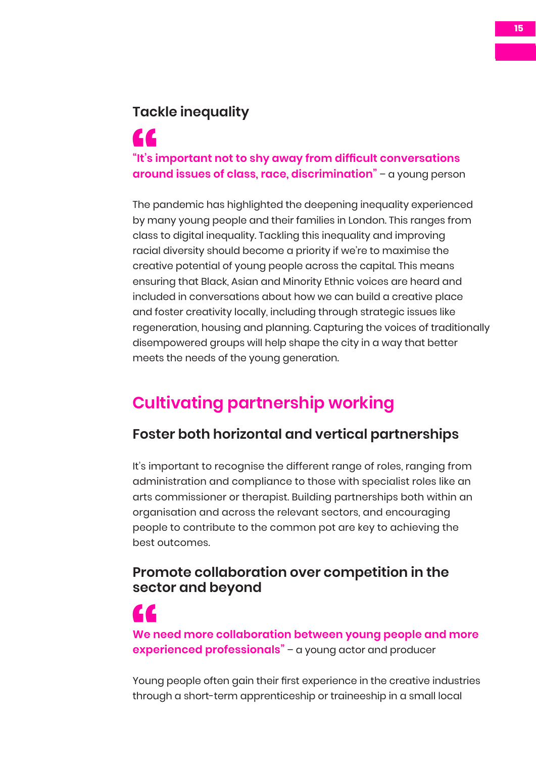### Tackle inequality

**"It's important not to shy away from difficult conversations around issues of class, race, discrimination"** – a young person

The pandemic has highlighted the deepening inequality experienced by many young people and their families in London. This ranges from class to digital inequality. Tackling this inequality and improving racial diversity should become a priority if we're to maximise the creative potential of young people across the capital. This means ensuring that Black, Asian and Minority Ethnic voices are heard and included in conversations about how we can build a creative place and foster creativity locally, including through strategic issues like regeneration, housing and planning. Capturing the voices of traditionally disempowered groups will help shape the city in a way that better meets the needs of the young generation.

## Cultivating partnership working

### Foster both horizontal and vertical partnerships

It's important to recognise the different range of roles, ranging from administration and compliance to those with specialist roles like an arts commissioner or therapist. Building partnerships both within an organisation and across the relevant sectors, and encouraging people to contribute to the common pot are key to achieving the best outcomes.

### Promote collaboration over competition in the sector and beyond

**We need more collaboration between young people and more experienced professionals"** – a young actor and producer

Young people often gain their first experience in the creative industries through a short-term apprenticeship or traineeship in a small local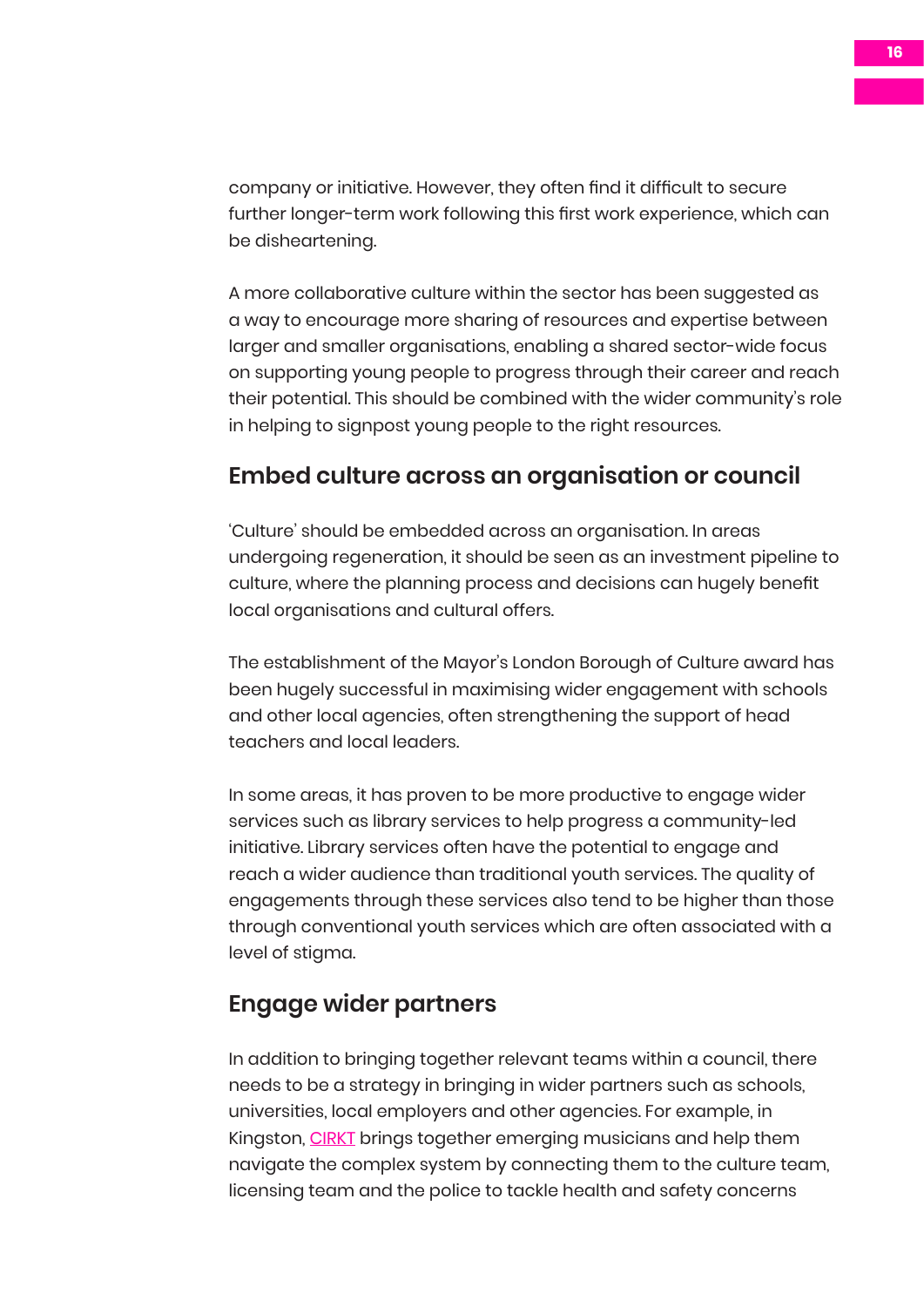company or initiative. However, they often find it difficult to secure further longer-term work following this first work experience, which can be disheartening.

A more collaborative culture within the sector has been suggested as a way to encourage more sharing of resources and expertise between larger and smaller organisations, enabling a shared sector-wide focus on supporting young people to progress through their career and reach their potential. This should be combined with the wider community's role in helping to signpost young people to the right resources.

## Embed culture across an organisation or council

'Culture' should be embedded across an organisation. In areas undergoing regeneration, it should be seen as an investment pipeline to culture, where the planning process and decisions can hugely benefit local organisations and cultural offers.

The establishment of the Mayor's London Borough of Culture award has been hugely successful in maximising wider engagement with schools and other local agencies, often strengthening the support of head teachers and local leaders.

In some areas, it has proven to be more productive to engage wider services such as library services to help progress a community-led initiative. Library services often have the potential to engage and reach a wider audience than traditional youth services. The quality of engagements through these services also tend to be higher than those through conventional youth services which are often associated with a level of stigma.

## Engage wider partners

In addition to bringing together relevant teams within a council, there needs to be a strategy in bringing in wider partners such as schools, universities, local employers and other agencies. For example, in Kingston, CIRKT brings together emerging musicians and help them navigate the complex system by connecting them to the culture team, licensing team and the police to tackle health and safety concerns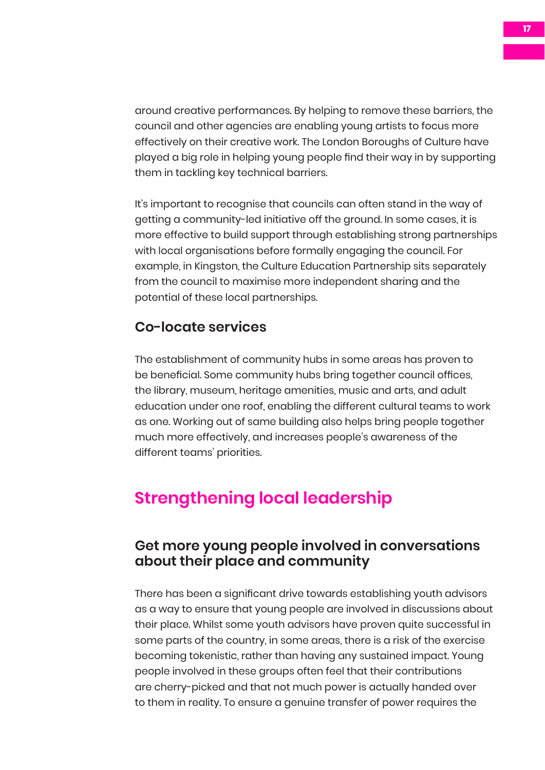around creative performances. By helping to remove these barriers, the council and other agencies are enabling young artists to focus more effectively on their creative work. The London Boroughs of Culture have played a big role in helping young people find their way in by supporting them in tackling key technical barriers.

It's important to recognise that councils can often stand in the way of getting a community-led initiative off the ground. In some cases, it is more effective to build support through establishing strong partnerships with local organisations before formally engaging the council. For example, in Kingston, the Culture Education Partnership sits separately from the council to maximise more independent sharing and the potential of these local partnerships.

### Co-locate services

The establishment of community hubs in some areas has proven to be beneficial. Some community hubs bring together council offices, the library, museum, heritage amenities, music and arts, and adult education under one roof, enabling the different cultural teams to work as one. Working out of same building also helps bring people together much more effectively, and increases people's awareness of the different teams' priorities.

## Strengthening local leadership

### Get more young people involved in conversations about their place and community

There has been a significant drive towards establishing youth advisors as a way to ensure that young people are involved in discussions about their place. Whilst some youth advisors have proven quite successful in some parts of the country, in some areas, there is a risk of the exercise becoming tokenistic, rather than having any sustained impact. Young people involved in these groups often feel that their contributions are cherry-picked and that not much power is actually handed over to them in reality. To ensure a genuine transfer of power requires the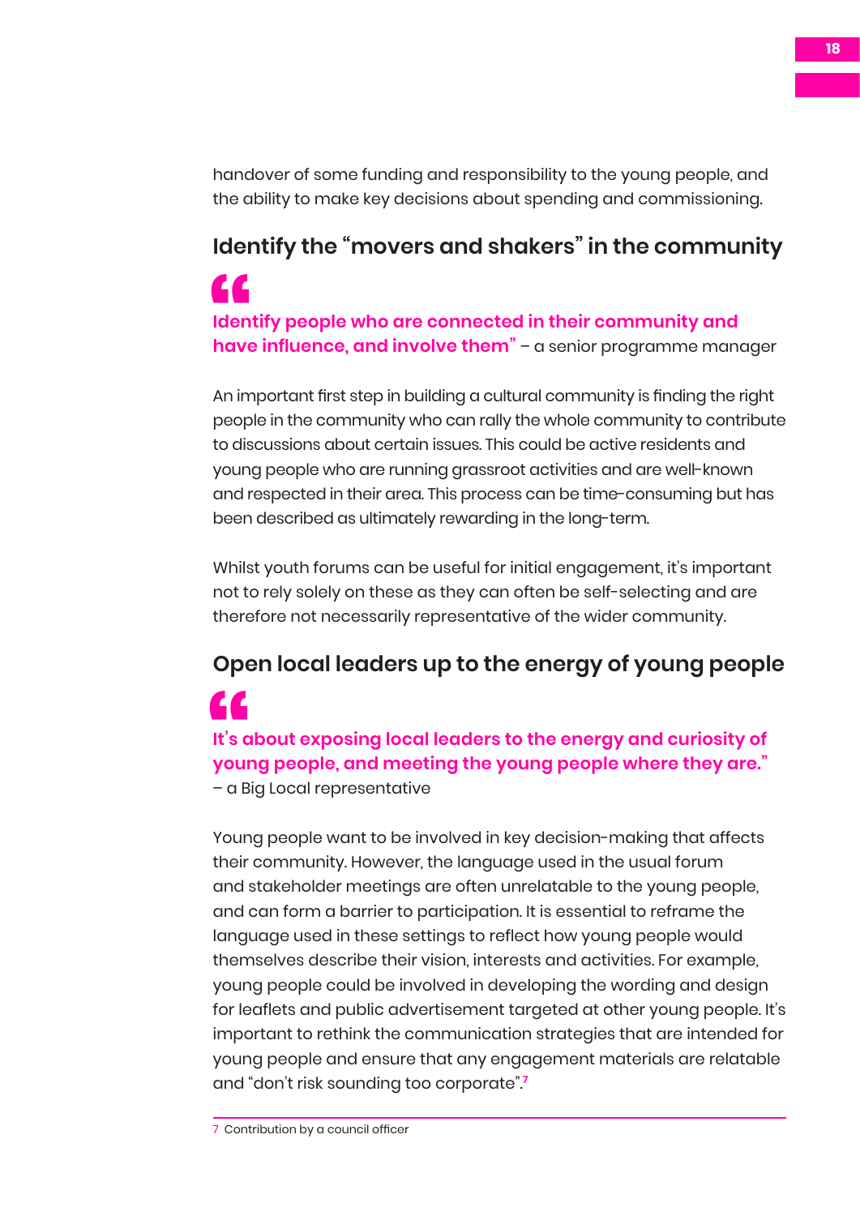handover of some funding and responsibility to the young people, and the ability to make key decisions about spending and commissioning.

## Identify the "movers and shakers" in the community

**"Identify people who are connected in their community and have influence, and involve them"** – a senior programme manager

An important first step in building a cultural community is finding the right people in the community who can rally the whole community to contribute to discussions about certain issues. This could be active residents and young people who are running grassroot activities and are well-known and respected in their area. This process can be time-consuming but has been described as ultimately rewarding in the long-term.

Whilst youth forums can be useful for initial engagement, it's important not to rely solely on these as they can often be self-selecting and are therefore not necessarily representative of the wider community.

## Open local leaders up to the energy of young people

**"It's about exposing local leaders to the energy and curiosity of young people, and meeting the young people where they are."** – a Big Local representative

Young people want to be involved in key decision-making that affects their community. However, the language used in the usual forum and stakeholder meetings are often unrelatable to the young people, and can form a barrier to participation. It is essential to reframe the language used in these settings to reflect how young people would themselves describe their vision, interests and activities. For example, young people could be involved in developing the wording and design for leaflets and public advertisement targeted at other young people. It's important to rethink the communication strategies that are intended for young people and ensure that any engagement materials are relatable and "don't risk sounding too corporate".[7]

[7] Contribution by a council officer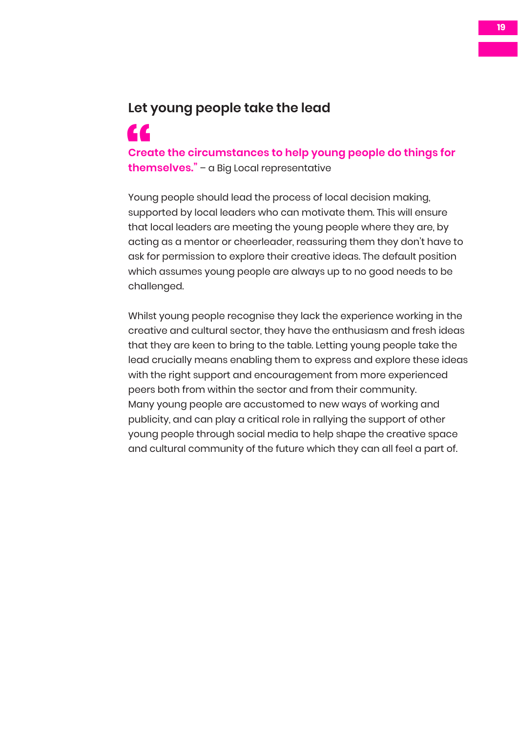## Let young people take the lead

**"Create the circumstances to help young people do things for themselves."** – a Big Local representative

Young people should lead the process of local decision making, supported by local leaders who can motivate them. This will ensure that local leaders are meeting the young people where they are, by acting as a mentor or cheerleader, reassuring them they don't have to ask for permission to explore their creative ideas. The default position which assumes young people are always up to no good needs to be challenged.

Whilst young people recognise they lack the experience working in the creative and cultural sector, they have the enthusiasm and fresh ideas that they are keen to bring to the table. Letting young people take the lead crucially means enabling them to express and explore these ideas with the right support and encouragement from more experienced peers both from within the sector and from their community. Many young people are accustomed to new ways of working and publicity, and can play a critical role in rallying the support of other young people through social media to help shape the creative space and cultural community of the future which they can all feel a part of.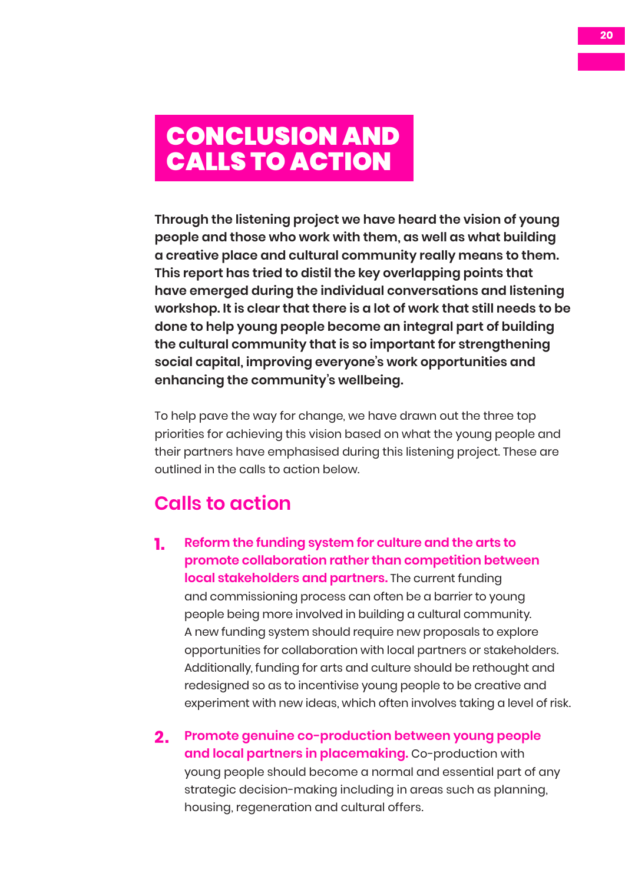# CONCLUSION AND CALLS TO ACTION

**Through the listening project we have heard the vision of young people and those who work with them, as well as what building a creative place and cultural community really means to them. This report has tried to distil the key overlapping points that have emerged during the individual conversations and listening workshop. It is clear that there is a lot of work that still needs to be done to help young people become an integral part of building the cultural community that is so important for strengthening social capital, improving everyone's work opportunities and enhancing the community's wellbeing.**

To help pave the way for change, we have drawn out the three top priorities for achieving this vision based on what the young people and their partners have emphasised during this listening project. These are outlined in the calls to action below.

## Calls to action

1. **Reform the funding system for culture and the arts to promote collaboration rather than competition between local stakeholders and partners.** The current funding and commissioning process can often be a barrier to young people being more involved in building a cultural community. A new funding system should require new proposals to explore opportunities for collaboration with local partners or stakeholders. Additionally, funding for arts and culture should be rethought and redesigned so as to incentivise young people to be creative and experiment with new ideas, which often involves taking a level of risk.

2. **Promote genuine co-production between young people and local partners in placemaking.** Co-production with young people should become a normal and essential part of any strategic decision-making including in areas such as planning, housing, regeneration and cultural offers.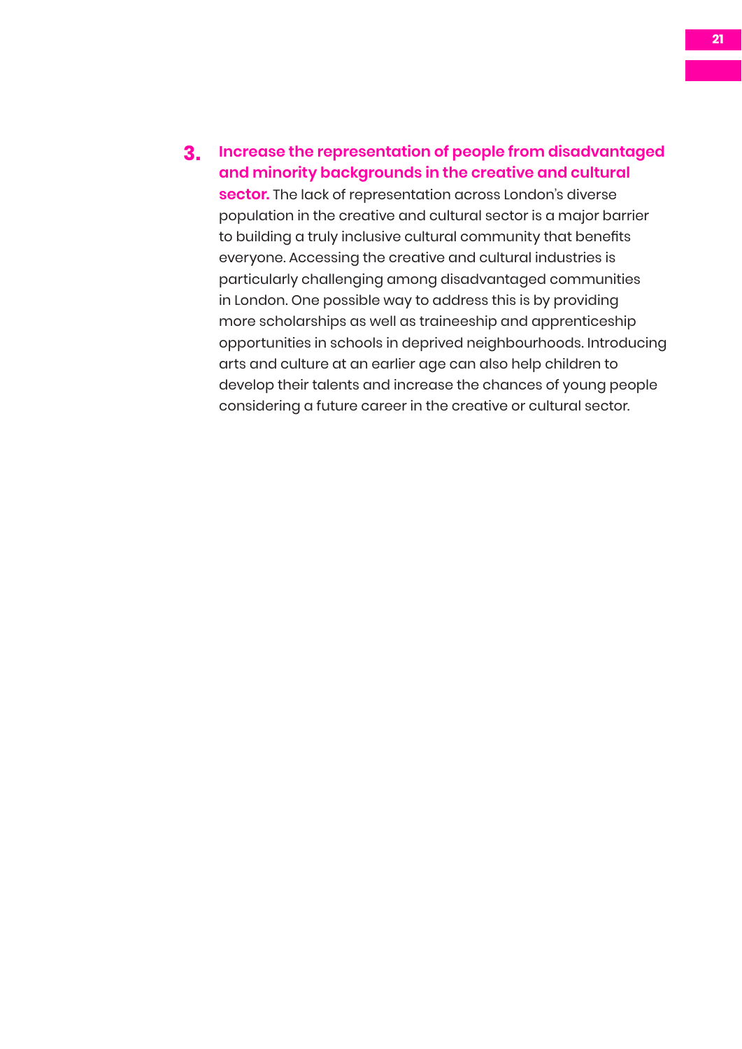3. **Increase the representation of people from disadvantaged and minority backgrounds in the creative and cultural sector.** The lack of representation across London's diverse population in the creative and cultural sector is a major barrier to building a truly inclusive cultural community that benefits everyone. Accessing the creative and cultural industries is particularly challenging among disadvantaged communities in London. One possible way to address this is by providing more scholarships as well as traineeship and apprenticeship opportunities in schools in deprived neighbourhoods. Introducing arts and culture at an earlier age can also help children to develop their talents and increase the chances of young people considering a future career in the creative or cultural sector.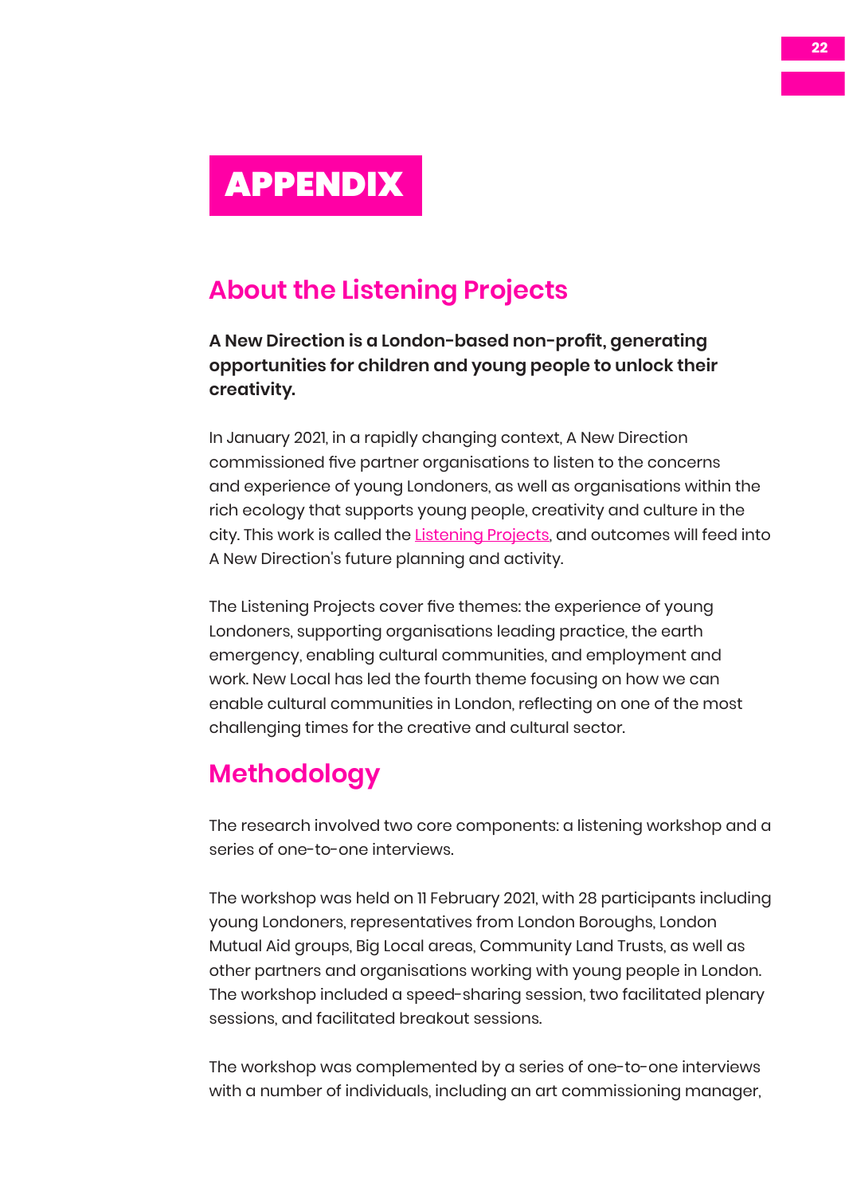# APPENDIX

## About the Listening Projects

**A New Direction is a London-based non-profit, generating opportunities for children and young people to unlock their creativity.**

In January 2021, in a rapidly changing context, A New Direction commissioned five partner organisations to listen to the concerns and experience of young Londoners, as well as organisations within the rich ecology that supports young people, creativity and culture in the city. This work is called the [Listening Projects](), and outcomes will feed into A New Direction's future planning and activity.

The Listening Projects cover five themes: the experience of young Londoners, supporting organisations leading practice, the earth emergency, enabling cultural communities, and employment and work. New Local has led the fourth theme focusing on how we can enable cultural communities in London, reflecting on one of the most challenging times for the creative and cultural sector.

## Methodology

The research involved two core components: a listening workshop and a series of one-to-one interviews.

The workshop was held on 11 February 2021, with 28 participants including young Londoners, representatives from London Boroughs, London Mutual Aid groups, Big Local areas, Community Land Trusts, as well as other partners and organisations working with young people in London. The workshop included a speed-sharing session, two facilitated plenary sessions, and facilitated breakout sessions.

The workshop was complemented by a series of one-to-one interviews with a number of individuals, including an art commissioning manager,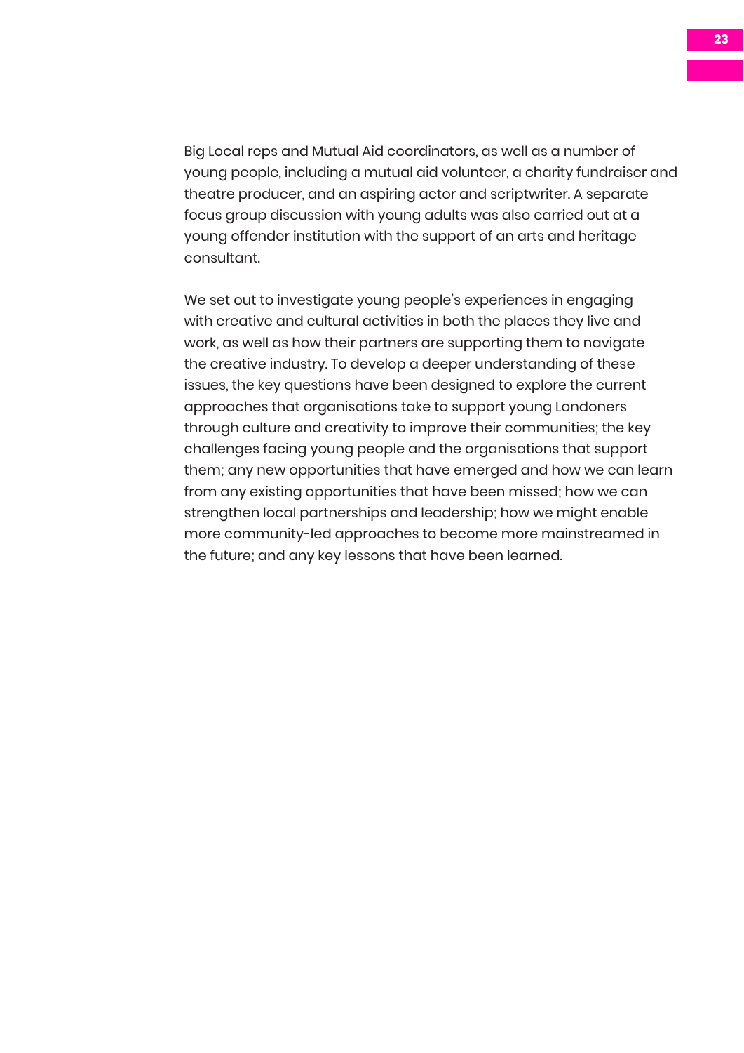Big Local reps and Mutual Aid coordinators, as well as a number of young people, including a mutual aid volunteer, a charity fundraiser and theatre producer, and an aspiring actor and scriptwriter. A separate focus group discussion with young adults was also carried out at a young offender institution with the support of an arts and heritage consultant.

We set out to investigate young people's experiences in engaging with creative and cultural activities in both the places they live and work, as well as how their partners are supporting them to navigate the creative industry. To develop a deeper understanding of these issues, the key questions have been designed to explore the current approaches that organisations take to support young Londoners through culture and creativity to improve their communities; the key challenges facing young people and the organisations that support them; any new opportunities that have emerged and how we can learn from any existing opportunities that have been missed; how we can strengthen local partnerships and leadership; how we might enable more community-led approaches to become more mainstreamed in the future; and any key lessons that have been learned.